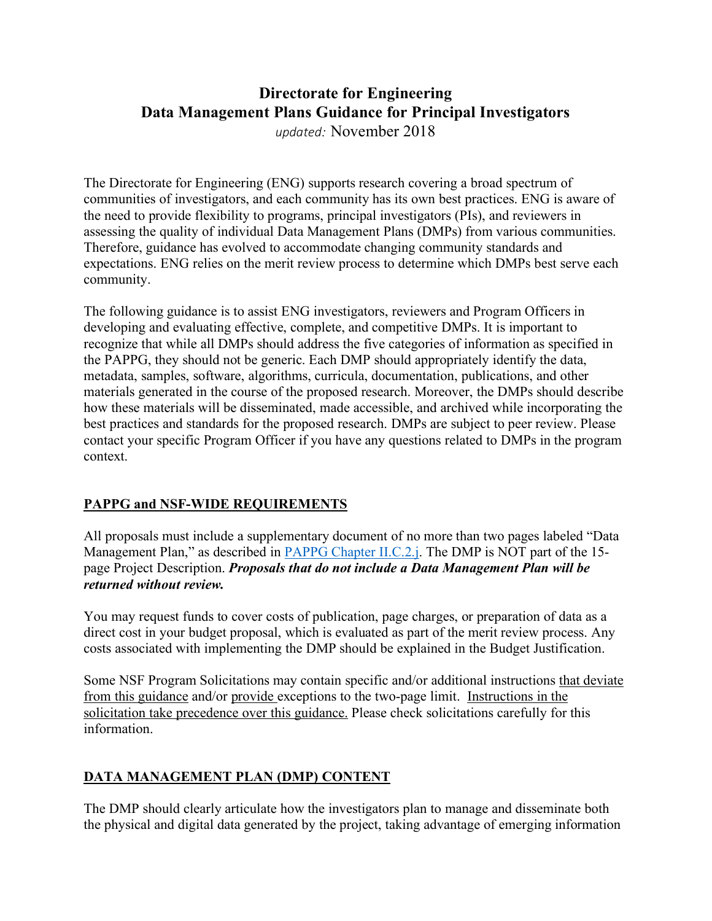# Directorate for Engineering
# Data Management Plans Guidance for Principal Investigators

*updated:* November 2018

The Directorate for Engineering (ENG) supports research covering a broad spectrum of communities of investigators, and each community has its own best practices. ENG is aware of the need to provide flexibility to programs, principal investigators (PIs), and reviewers in assessing the quality of individual Data Management Plans (DMPs) from various communities. Therefore, guidance has evolved to accommodate changing community standards and expectations. ENG relies on the merit review process to determine which DMPs best serve each community.

The following guidance is to assist ENG investigators, reviewers and Program Officers in developing and evaluating effective, complete, and competitive DMPs. It is important to recognize that while all DMPs should address the five categories of information as specified in the PAPPG, they should not be generic. Each DMP should appropriately identify the data, metadata, samples, software, algorithms, curricula, documentation, publications, and other materials generated in the course of the proposed research. Moreover, the DMPs should describe how these materials will be disseminated, made accessible, and archived while incorporating the best practices and standards for the proposed research. DMPs are subject to peer review. Please contact your specific Program Officer if you have any questions related to DMPs in the program context.

## PAPPG and NSF-WIDE REQUIREMENTS

All proposals must include a supplementary document of no more than two pages labeled "Data Management Plan," as described in [PAPPG Chapter II.C.2.j](). The DMP is NOT part of the 15-page Project Description. ***Proposals that do not include a Data Management Plan will be returned without review.***

You may request funds to cover costs of publication, page charges, or preparation of data as a direct cost in your budget proposal, which is evaluated as part of the merit review process. Any costs associated with implementing the DMP should be explained in the Budget Justification.

Some NSF Program Solicitations may contain specific and/or additional instructions that deviate from this guidance and/or provide exceptions to the two-page limit. Instructions in the solicitation take precedence over this guidance. Please check solicitations carefully for this information.

## DATA MANAGEMENT PLAN (DMP) CONTENT

The DMP should clearly articulate how the investigators plan to manage and disseminate both the physical and digital data generated by the project, taking advantage of emerging information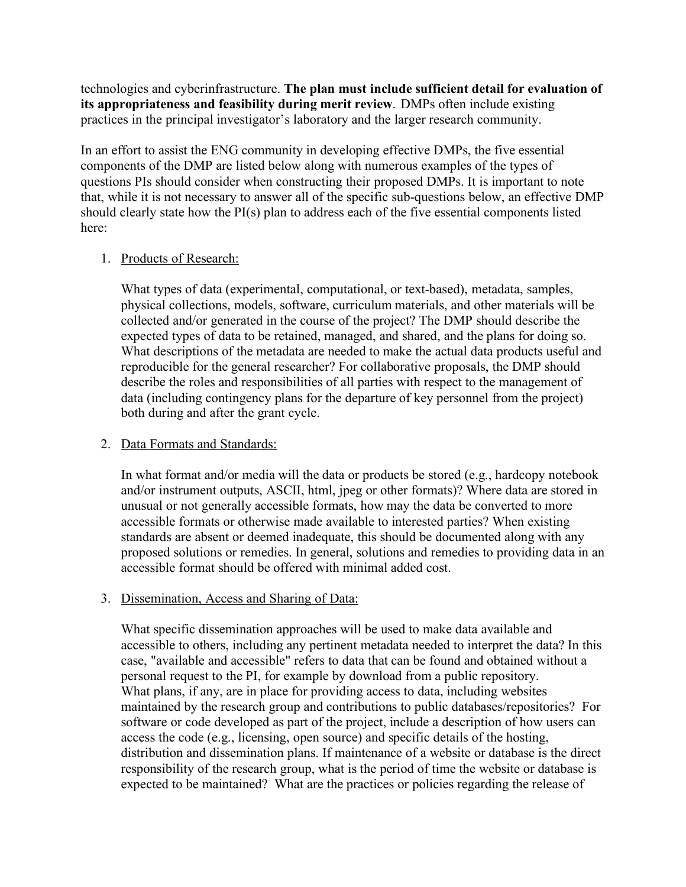technologies and cyberinfrastructure. **The plan must include sufficient detail for evaluation of its appropriateness and feasibility during merit review**. DMPs often include existing practices in the principal investigator's laboratory and the larger research community.

In an effort to assist the ENG community in developing effective DMPs, the five essential components of the DMP are listed below along with numerous examples of the types of questions PIs should consider when constructing their proposed DMPs. It is important to note that, while it is not necessary to answer all of the specific sub-questions below, an effective DMP should clearly state how the PI(s) plan to address each of the five essential components listed here:

1. <u>Products of Research:</u>

   What types of data (experimental, computational, or text-based), metadata, samples, physical collections, models, software, curriculum materials, and other materials will be collected and/or generated in the course of the project? The DMP should describe the expected types of data to be retained, managed, and shared, and the plans for doing so. What descriptions of the metadata are needed to make the actual data products useful and reproducible for the general researcher? For collaborative proposals, the DMP should describe the roles and responsibilities of all parties with respect to the management of data (including contingency plans for the departure of key personnel from the project) both during and after the grant cycle.

2. <u>Data Formats and Standards:</u>

   In what format and/or media will the data or products be stored (e.g., hardcopy notebook and/or instrument outputs, ASCII, html, jpeg or other formats)? Where data are stored in unusual or not generally accessible formats, how may the data be converted to more accessible formats or otherwise made available to interested parties? When existing standards are absent or deemed inadequate, this should be documented along with any proposed solutions or remedies. In general, solutions and remedies to providing data in an accessible format should be offered with minimal added cost.

3. <u>Dissemination, Access and Sharing of Data:</u>

   What specific dissemination approaches will be used to make data available and accessible to others, including any pertinent metadata needed to interpret the data? In this case, "available and accessible" refers to data that can be found and obtained without a personal request to the PI, for example by download from a public repository. What plans, if any, are in place for providing access to data, including websites maintained by the research group and contributions to public databases/repositories? For software or code developed as part of the project, include a description of how users can access the code (e.g., licensing, open source) and specific details of the hosting, distribution and dissemination plans. If maintenance of a website or database is the direct responsibility of the research group, what is the period of time the website or database is expected to be maintained? What are the practices or policies regarding the release of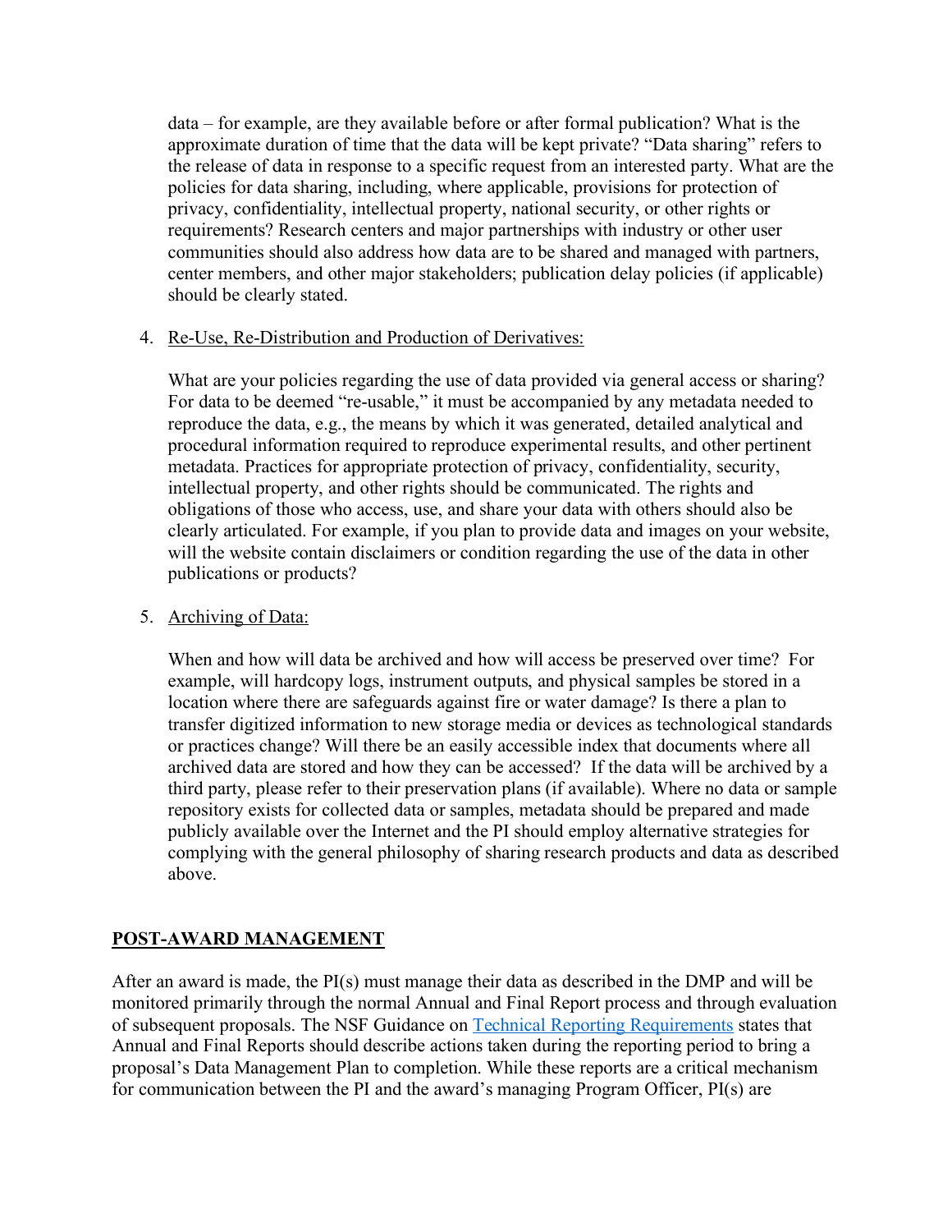data – for example, are they available before or after formal publication? What is the approximate duration of time that the data will be kept private? "Data sharing" refers to the release of data in response to a specific request from an interested party. What are the policies for data sharing, including, where applicable, provisions for protection of privacy, confidentiality, intellectual property, national security, or other rights or requirements? Research centers and major partnerships with industry or other user communities should also address how data are to be shared and managed with partners, center members, and other major stakeholders; publication delay policies (if applicable) should be clearly stated.

4. Re-Use, Re-Distribution and Production of Derivatives:

   What are your policies regarding the use of data provided via general access or sharing? For data to be deemed "re-usable," it must be accompanied by any metadata needed to reproduce the data, e.g., the means by which it was generated, detailed analytical and procedural information required to reproduce experimental results, and other pertinent metadata. Practices for appropriate protection of privacy, confidentiality, security, intellectual property, and other rights should be communicated. The rights and obligations of those who access, use, and share your data with others should also be clearly articulated. For example, if you plan to provide data and images on your website, will the website contain disclaimers or condition regarding the use of the data in other publications or products?

5. Archiving of Data:

   When and how will data be archived and how will access be preserved over time? For example, will hardcopy logs, instrument outputs, and physical samples be stored in a location where there are safeguards against fire or water damage? Is there a plan to transfer digitized information to new storage media or devices as technological standards or practices change? Will there be an easily accessible index that documents where all archived data are stored and how they can be accessed? If the data will be archived by a third party, please refer to their preservation plans (if available). Where no data or sample repository exists for collected data or samples, metadata should be prepared and made publicly available over the Internet and the PI should employ alternative strategies for complying with the general philosophy of sharing research products and data as described above.

## POST-AWARD MANAGEMENT

After an award is made, the PI(s) must manage their data as described in the DMP and will be monitored primarily through the normal Annual and Final Report process and through evaluation of subsequent proposals. The NSF Guidance on Technical Reporting Requirements states that Annual and Final Reports should describe actions taken during the reporting period to bring a proposal's Data Management Plan to completion. While these reports are a critical mechanism for communication between the PI and the award's managing Program Officer, PI(s) are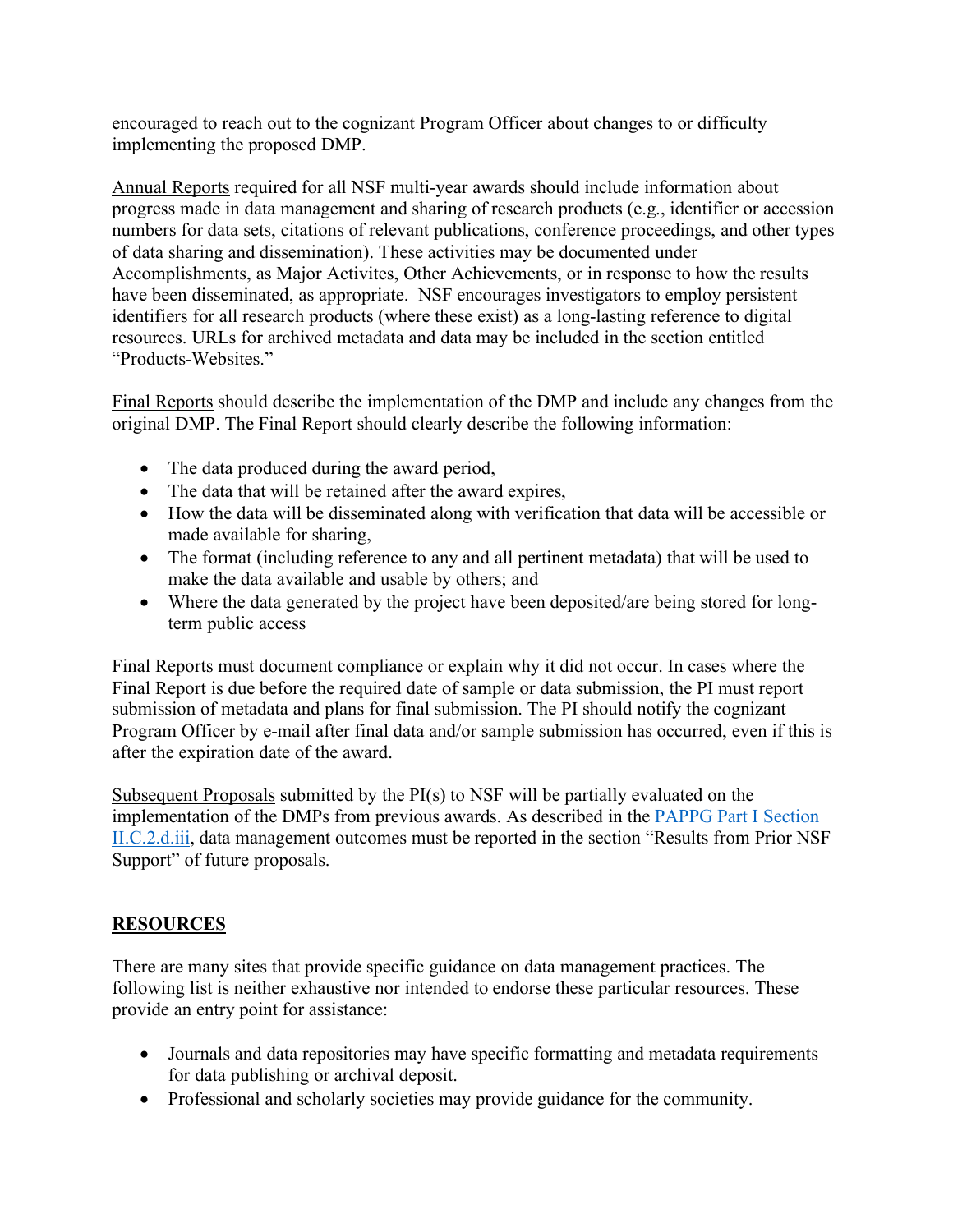encouraged to reach out to the cognizant Program Officer about changes to or difficulty implementing the proposed DMP.

Annual Reports required for all NSF multi-year awards should include information about progress made in data management and sharing of research products (e.g., identifier or accession numbers for data sets, citations of relevant publications, conference proceedings, and other types of data sharing and dissemination). These activities may be documented under Accomplishments, as Major Activites, Other Achievements, or in response to how the results have been disseminated, as appropriate. NSF encourages investigators to employ persistent identifiers for all research products (where these exist) as a long-lasting reference to digital resources. URLs for archived metadata and data may be included in the section entitled "Products-Websites."

Final Reports should describe the implementation of the DMP and include any changes from the original DMP. The Final Report should clearly describe the following information:

- The data produced during the award period,
- The data that will be retained after the award expires,
- How the data will be disseminated along with verification that data will be accessible or made available for sharing,
- The format (including reference to any and all pertinent metadata) that will be used to make the data available and usable by others; and
- Where the data generated by the project have been deposited/are being stored for long-term public access

Final Reports must document compliance or explain why it did not occur. In cases where the Final Report is due before the required date of sample or data submission, the PI must report submission of metadata and plans for final submission. The PI should notify the cognizant Program Officer by e-mail after final data and/or sample submission has occurred, even if this is after the expiration date of the award.

Subsequent Proposals submitted by the PI(s) to NSF will be partially evaluated on the implementation of the DMPs from previous awards. As described in the PAPPG Part I Section II.C.2.d.iii, data management outcomes must be reported in the section "Results from Prior NSF Support" of future proposals.

## RESOURCES

There are many sites that provide specific guidance on data management practices. The following list is neither exhaustive nor intended to endorse these particular resources. These provide an entry point for assistance:

- Journals and data repositories may have specific formatting and metadata requirements for data publishing or archival deposit.
- Professional and scholarly societies may provide guidance for the community.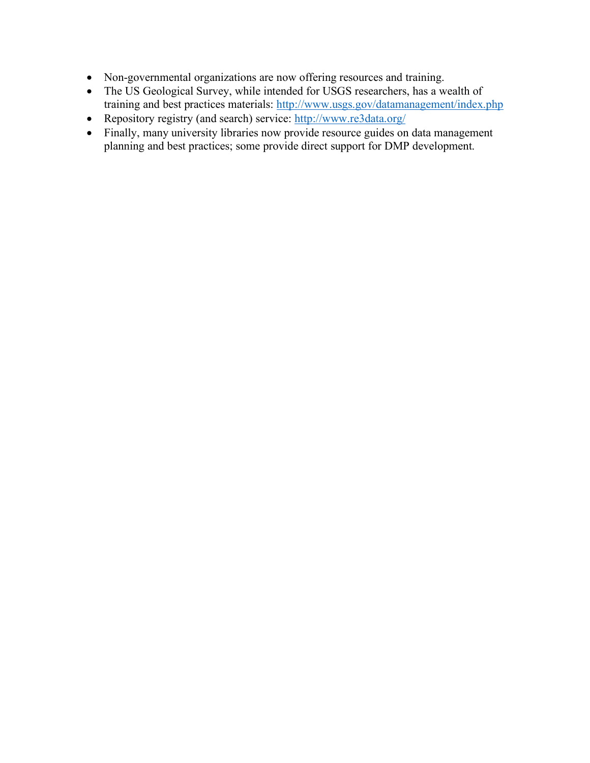- Non-governmental organizations are now offering resources and training.
- The US Geological Survey, while intended for USGS researchers, has a wealth of training and best practices materials: [http://www.usgs.gov/datamanagement/index.php](http://www.usgs.gov/datamanagement/index.php)
- Repository registry (and search) service: [http://www.re3data.org/](http://www.re3data.org/)
- Finally, many university libraries now provide resource guides on data management planning and best practices; some provide direct support for DMP development.